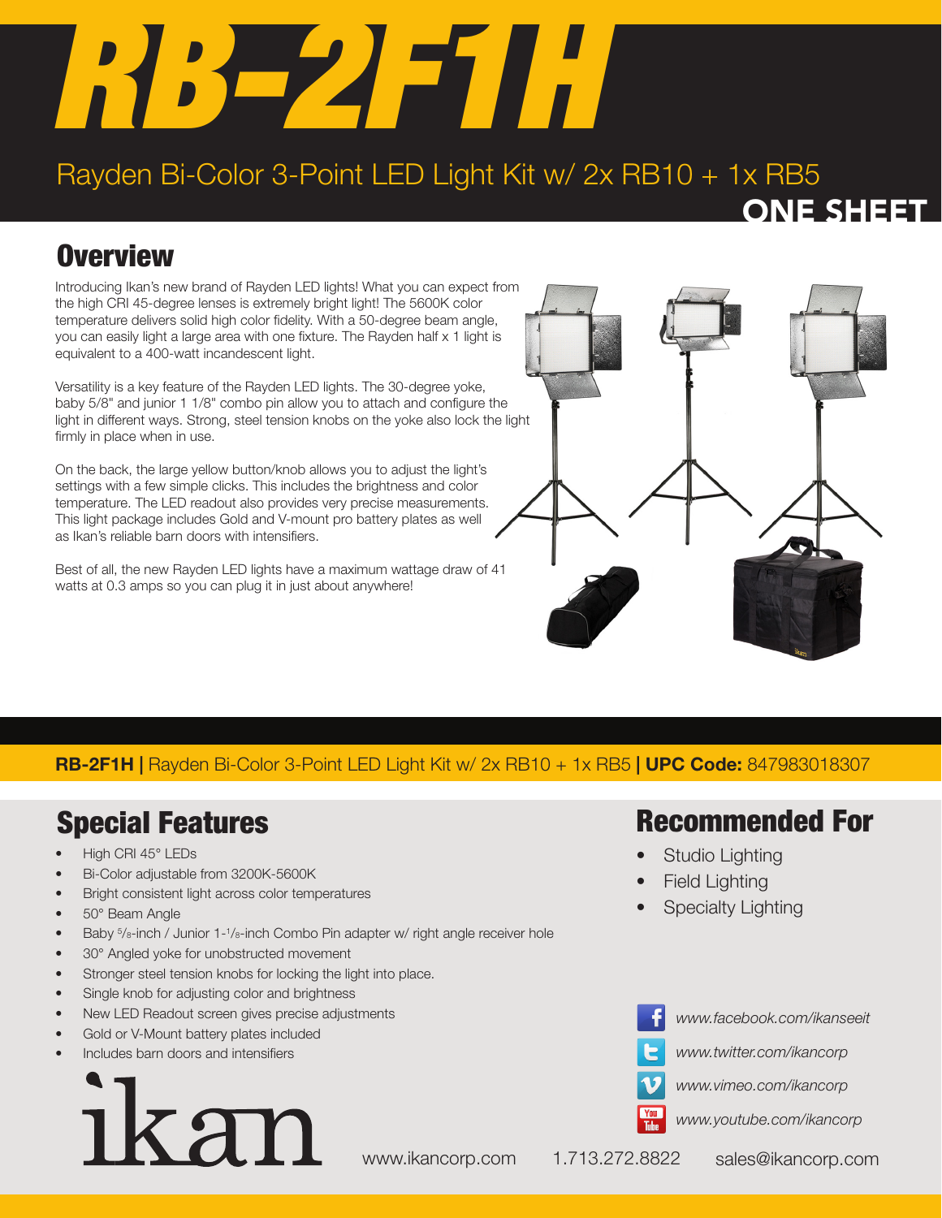# RB-2F1H

## Rayden Bi-Color 3-Point LED Light Kit w/ 2x RB10 + 1x RB5

**ONE SHEET**

## Overview

Introducing Ikan's new brand of Rayden LED lights! What you can expect from the high CRI 45-degree lenses is extremely bright light! The 5600K color temperature delivers solid high color fidelity. With a 50-degree beam angle, you can easily light a large area with one fixture. The Rayden half x 1 light is equivalent to a 400-watt incandescent light.

Versatility is a key feature of the Rayden LED lights. The 30-degree yoke, baby 5/8" and junior 1 1/8" combo pin allow you to attach and configure the light in different ways. Strong, steel tension knobs on the yoke also lock the light firmly in place when in use.

On the back, the large yellow button/knob allows you to adjust the light's settings with a few simple clicks. This includes the brightness and color temperature. The LED readout also provides very precise measurements. This light package includes Gold and V-mount pro battery plates as well as Ikan's reliable barn doors with intensifiers.

Best of all, the new Rayden LED lights have a maximum wattage draw of 41 watts at 0.3 amps so you can plug it in just about anywhere!

**RB-2F1H |** Rayden Bi-Color 3-Point LED Light Kit w/ 2x RB10 + 1x RB5 **| UPC Code:** 847983018307

## Special Features

- High CRI 45° LEDs
- Bi-Color adjustable from 3200K-5600K
- Bright consistent light across color temperatures
- 50° Beam Angle
- Baby 5/8-inch / Junior 1-1/8-inch Combo Pin adapter w/ right angle receiver hole
- 30° Angled yoke for unobstructed movement
- Stronger steel tension knobs for locking the light into place.
- Single knob for adjusting color and brightness
- New LED Readout screen gives precise adjustments
- Gold or V-Mount battery plates included
- Includes barn doors and intensifiers

## Recommended For

- Studio Lighting
- Field Lighting
- Specialty Lighting

www.facebook.com/ikanseeit
www.twitter.com/ikancorp
www.vimeo.com/ikancorp
www.youtube.com/ikancorp

ikan

www.ikancorp.com 1.713.272.8822 sales@ikancorp.com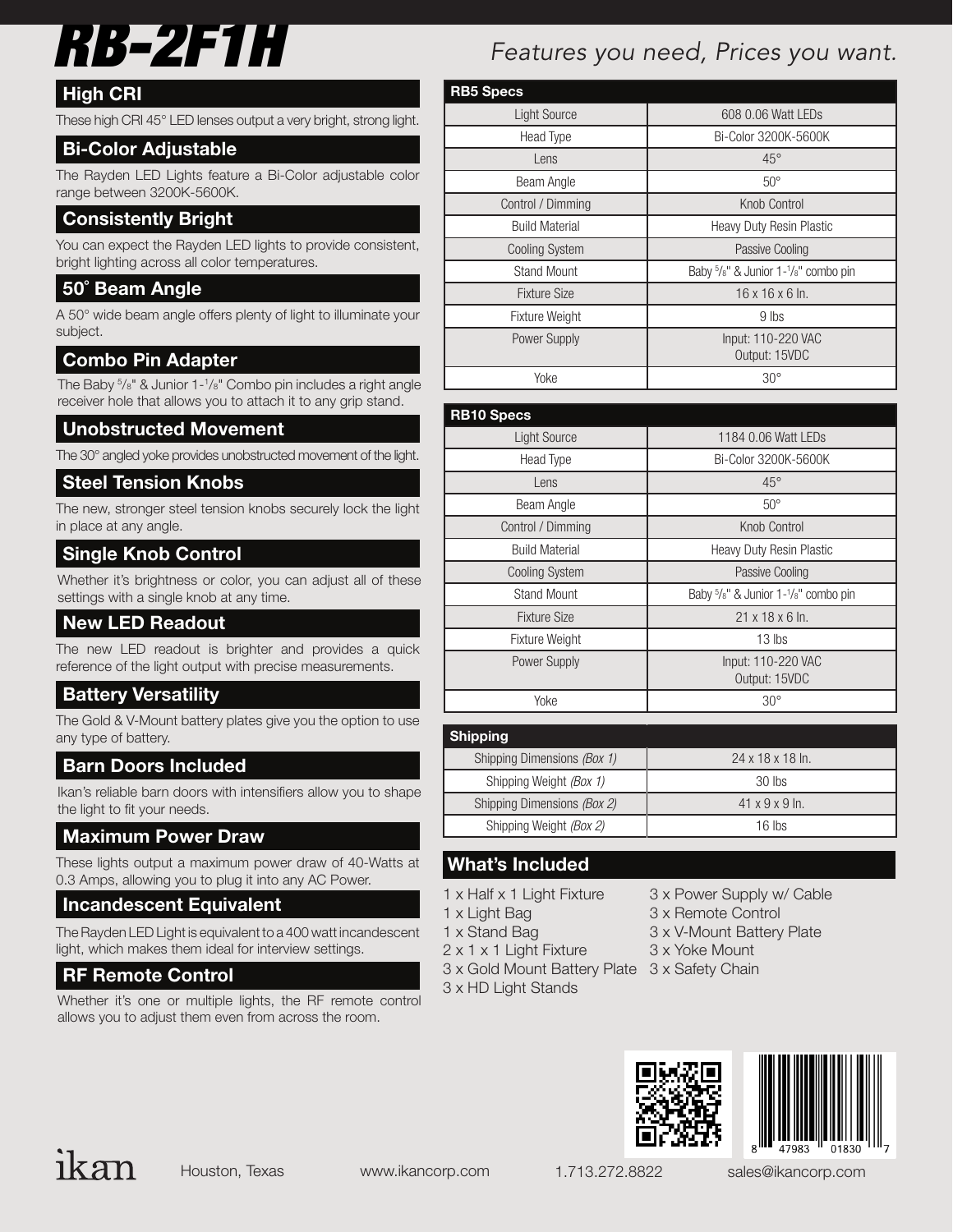# RB-2F1H

*Features you need, Prices you want.*

## High CRI

These high CRI 45° LED lenses output a very bright, strong light.

## Bi-Color Adjustable

The Rayden LED Lights feature a Bi-Color adjustable color range between 3200K-5600K.

## Consistently Bright

You can expect the Rayden LED lights to provide consistent, bright lighting across all color temperatures.

## 50° Beam Angle

A 50° wide beam angle offers plenty of light to illuminate your subject.

## Combo Pin Adapter

The Baby 5/8" & Junior 1-1/8" Combo pin includes a right angle receiver hole that allows you to attach it to any grip stand.

## Unobstructed Movement

The 30° angled yoke provides unobstructed movement of the light.

## Steel Tension Knobs

The new, stronger steel tension knobs securely lock the light in place at any angle.

## Single Knob Control

Whether it's brightness or color, you can adjust all of these settings with a single knob at any time.

## New LED Readout

The new LED readout is brighter and provides a quick reference of the light output with precise measurements.

## Battery Versatility

The Gold & V-Mount battery plates give you the option to use any type of battery.

## Barn Doors Included

Ikan's reliable barn doors with intensifiers allow you to shape the light to fit your needs.

## Maximum Power Draw

These lights output a maximum power draw of 40-Watts at 0.3 Amps, allowing you to plug it into any AC Power.

## Incandescent Equivalent

The Rayden LED Light is equivalent to a 400 watt incandescent light, which makes them ideal for interview settings.

## RF Remote Control

Whether it's one or multiple lights, the RF remote control allows you to adjust them even from across the room.

| RB5 Specs | |
|---|---|
| Light Source | 608 0.06 Watt LEDs |
| Head Type | Bi-Color 3200K-5600K |
| Lens | 45° |
| Beam Angle | 50° |
| Control / Dimming | Knob Control |
| Build Material | Heavy Duty Resin Plastic |
| Cooling System | Passive Cooling |
| Stand Mount | Baby 5/8" & Junior 1-1/8" combo pin |
| Fixture Size | 16 x 16 x 6 In. |
| Fixture Weight | 9 lbs |
| Power Supply | Input: 110-220 VAC Output: 15VDC |
| Yoke | 30° |

| RB10 Specs | |
|---|---|
| Light Source | 1184 0.06 Watt LEDs |
| Head Type | Bi-Color 3200K-5600K |
| Lens | 45° |
| Beam Angle | 50° |
| Control / Dimming | Knob Control |
| Build Material | Heavy Duty Resin Plastic |
| Cooling System | Passive Cooling |
| Stand Mount | Baby 5/8" & Junior 1-1/8" combo pin |
| Fixture Size | 21 x 18 x 6 In. |
| Fixture Weight | 13 lbs |
| Power Supply | Input: 110-220 VAC Output: 15VDC |
| Yoke | 30° |

| Shipping | |
|---|---|
| Shipping Dimensions *(Box 1)* | 24 x 18 x 18 In. |
| Shipping Weight *(Box 1)* | 30 lbs |
| Shipping Dimensions *(Box 2)* | 41 x 9 x 9 In. |
| Shipping Weight *(Box 2)* | 16 lbs |

## What's Included

- 1 x Half x 1 Light Fixture
- 1 x Light Bag
- 1 x Stand Bag
- 2 x 1 x 1 Light Fixture
- 3 x Gold Mount Battery Plate
- 3 x HD Light Stands
- 3 x Power Supply w/ Cable
- 3 x Remote Control
- 3 x V-Mount Battery Plate
- 3 x Yoke Mount
- 3 x Safety Chain

8 47983 01830 7

ikan Houston, Texas www.ikancorp.com 1.713.272.8822 sales@ikancorp.com